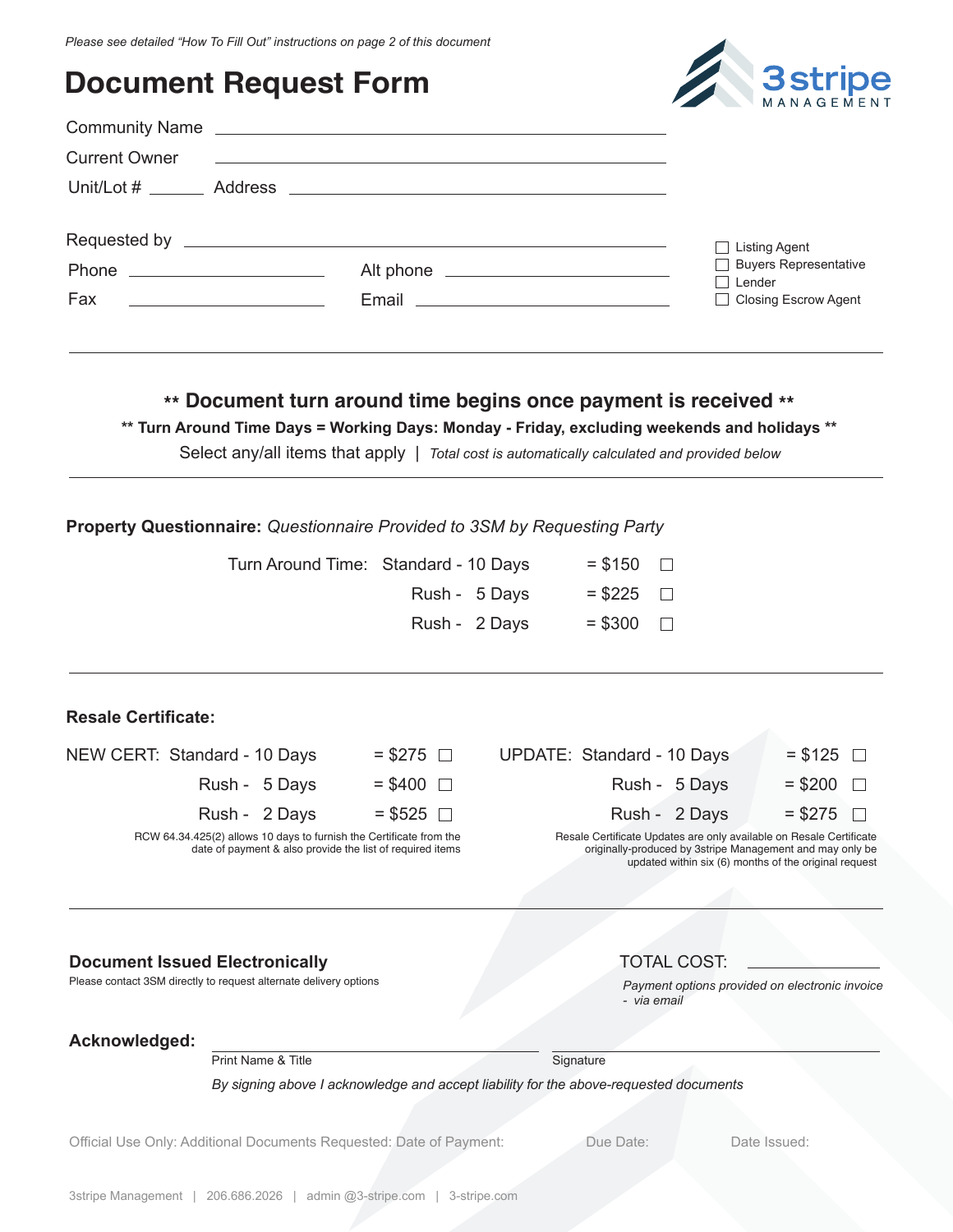*Please see detailed "How To Fill Out" instructions on page 2 of this document*

# Document Request Form

3stripe MANAGEMENT

Community Name ______________________________

Current Owner ______________________________

Unit/Lot # ________ Address ______________________________

Requested by ______________________________

Phone ________________ Alt phone ________________

Fax ________________ Email ________________

☐ Listing Agent
☐ Buyers Representative
☐ Lender
☐ Closing Escrow Agent

**\*\* Document turn around time begins once payment is received \*\***

**\*\* Turn Around Time Days = Working Days: Monday - Friday, excluding weekends and holidays \*\***

Select any/all items that apply | *Total cost is automatically calculated and provided below*

**Property Questionnaire:** *Questionnaire Provided to 3SM by Requesting Party*

| Turn Around Time: | | | |
|---|---|---|---|
| | Standard - 10 Days | = $150 | ☐ |
| | Rush - 5 Days | = $225 | ☐ |
| | Rush - 2 Days | = $300 | ☐ |

**Resale Certificate:**

| NEW CERT: | | | |
|---|---|---|---|
| | Standard - 10 Days | = $275 | ☐ |
| | Rush - 5 Days | = $400 | ☐ |
| | Rush - 2 Days | = $525 | ☐ |

RCW 64.34.425(2) allows 10 days to furnish the Certificate from the date of payment & also provide the list of required items

| UPDATE: | | | |
|---|---|---|---|
| | Standard - 10 Days | = $125 | ☐ |
| | Rush - 5 Days | = $200 | ☐ |
| | Rush - 2 Days | = $275 | ☐ |

Resale Certificate Updates are only available on Resale Certificate originally-produced by 3stripe Management and may only be updated within six (6) months of the original request

**Document Issued Electronically**

Please contact 3SM directly to request alternate delivery options

TOTAL COST: ________________

*Payment options provided on electronic invoice - via email*

**Acknowledged:**

______________________________ ______________________________
Print Name & Title Signature

*By signing above I acknowledge and accept liability for the above-requested documents*

Official Use Only: Additional Documents Requested: Date of Payment: Due Date: Date Issued:

3stripe Management | 206.686.2026 | admin @3-stripe.com | 3-stripe.com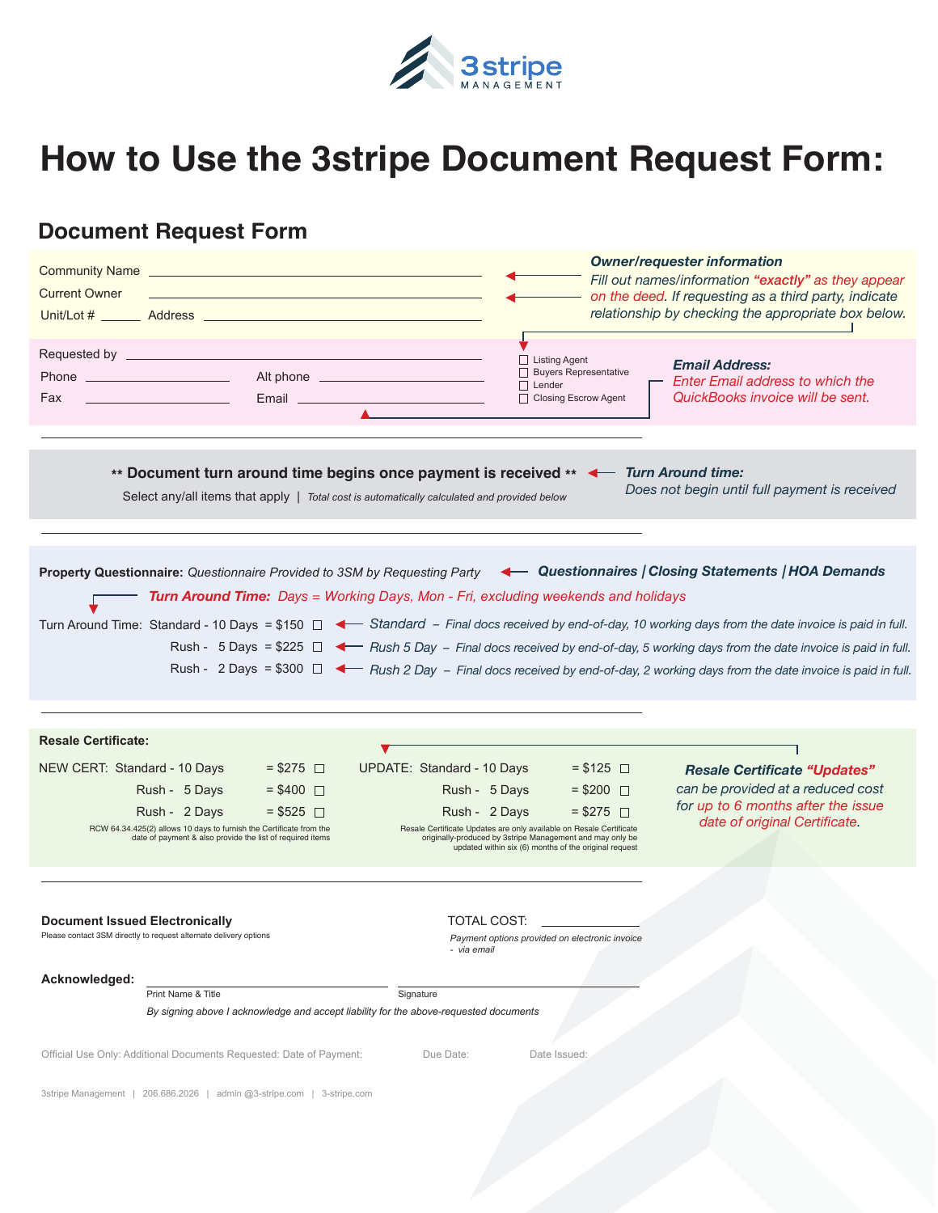3stripe MANAGEMENT

# How to Use the 3stripe Document Request Form:

## Document Request Form

Community Name ______________________

Current Owner ______________________

Unit/Lot # ______ Address ______________________

***Owner/requester information***
*Fill out names/information **"exactly"** as they appear on the deed. If requesting as a third party, indicate relationship by checking the appropriate box below.*

Requested by ______________________

Phone ______________ Alt phone ______________

Fax ______________ Email ______________

☐ Listing Agent
☐ Buyers Representative
☐ Lender
☐ Closing Escrow Agent

***Email Address:***
*Enter Email address to which the QuickBooks invoice will be sent.*

**\*\* Document turn around time begins once payment is received \*\***

Select any/all items that apply | *Total cost is automatically calculated and provided below*

***Turn Around time:***
*Does not begin until full payment is received*

**Property Questionnaire:** *Questionnaire Provided to 3SM by Requesting Party*

***Questionnaires | Closing Statements | HOA Demands***

***Turn Around Time:*** *Days = Working Days, Mon - Fri, excluding weekends and holidays*

| | | |
|---|---|---|
| Turn Around Time: Standard - 10 Days = $150 ☐ | *Standard* | *Final docs received by end-of-day, 10 working days from the date invoice is paid in full.* |
| Rush - 5 Days = $225 ☐ | *Rush 5 Day* | *Final docs received by end-of-day, 5 working days from the date invoice is paid in full.* |
| Rush - 2 Days = $300 ☐ | *Rush 2 Day* | *Final docs received by end-of-day, 2 working days from the date invoice is paid in full.* |

**Resale Certificate:**

| | | | |
|---|---|---|---|
| NEW CERT: Standard - 10 Days | = $275 ☐ | UPDATE: Standard - 10 Days | = $125 ☐ |
| Rush - 5 Days | = $400 ☐ | Rush - 5 Days | = $200 ☐ |
| Rush - 2 Days | = $525 ☐ | Rush - 2 Days | = $275 ☐ |

RCW 64.34.425(2) allows 10 days to furnish the Certificate from the date of payment & also provide the list of required items

Resale Certificate Updates are only available on Resale Certificate originally-produced by 3stripe Management and may only be updated within six (6) months of the original request

***Resale Certificate "Updates"***
*can be provided at a reduced cost for up to 6 months after the issue date of original Certificate.*

**Document Issued Electronically**
Please contact 3SM directly to request alternate delivery options

TOTAL COST: ____________

*Payment options provided on electronic invoice - via email*

**Acknowledged:** ______________________ ______________________
Print Name & Title Signature

*By signing above I acknowledge and accept liability for the above-requested documents*

Official Use Only: Additional Documents Requested: Date of Payment: Due Date: Date Issued:

3stripe Management | 206.686.2026 | admin @3-stripe.com | 3-stripe.com